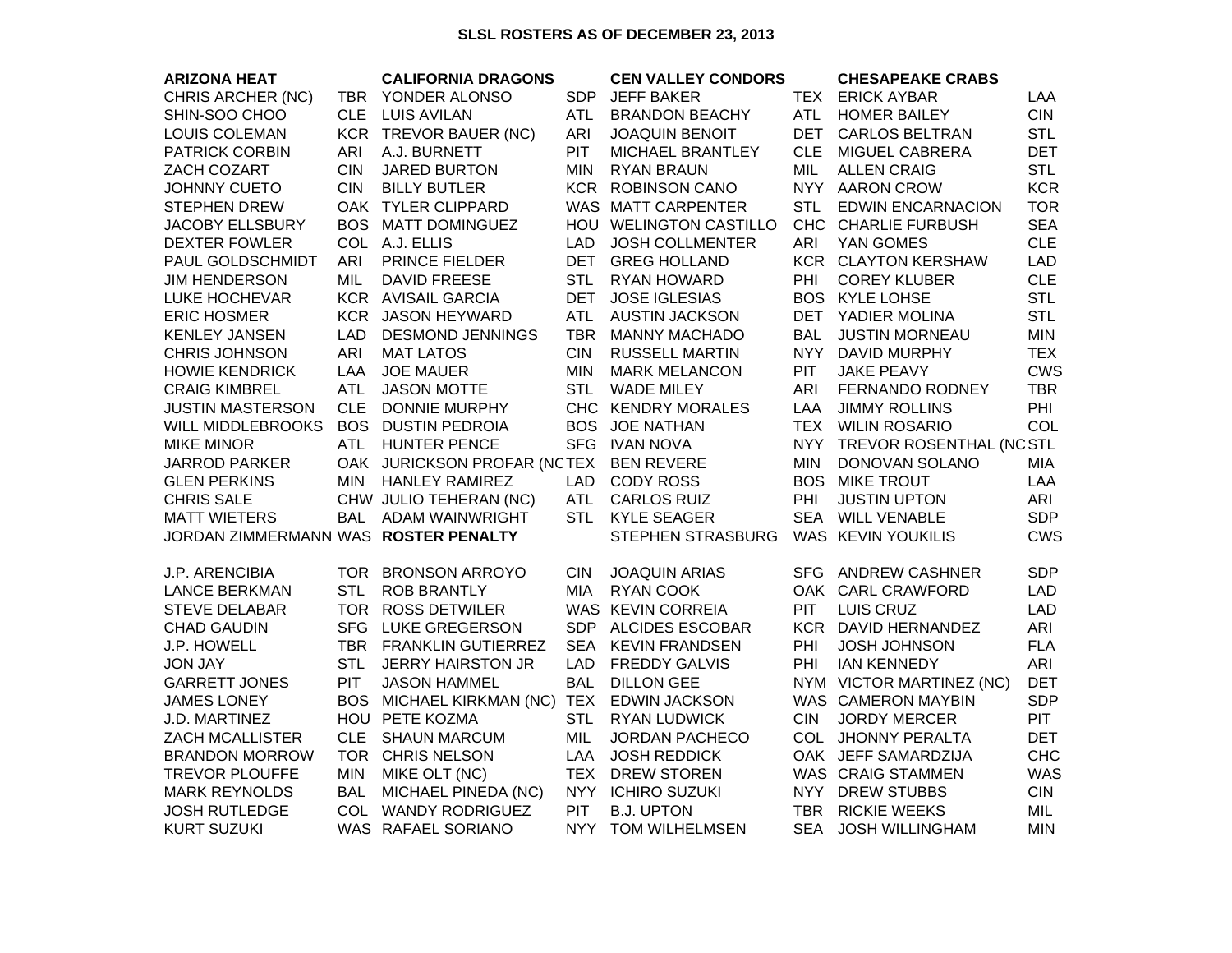## SLSL ROSTERS AS OF DECEMBER 23, 2013

| ARIZONA HEAT | | CALIFORNIA DRAGONS | | CEN VALLEY CONDORS | | CHESAPEAKE CRABS | |
|---|---|---|---|---|---|---|---|
| CHRIS ARCHER (NC) | TBR | YONDER ALONSO | SDP | JEFF BAKER | TEX | ERICK AYBAR | LAA |
| SHIN-SOO CHOO | CLE | LUIS AVILAN | ATL | BRANDON BEACHY | ATL | HOMER BAILEY | CIN |
| LOUIS COLEMAN | KCR | TREVOR BAUER (NC) | ARI | JOAQUIN BENOIT | DET | CARLOS BELTRAN | STL |
| PATRICK CORBIN | ARI | A.J. BURNETT | PIT | MICHAEL BRANTLEY | CLE | MIGUEL CABRERA | DET |
| ZACH COZART | CIN | JARED BURTON | MIN | RYAN BRAUN | MIL | ALLEN CRAIG | STL |
| JOHNNY CUETO | CIN | BILLY BUTLER | KCR | ROBINSON CANO | NYY | AARON CROW | KCR |
| STEPHEN DREW | OAK | TYLER CLIPPARD | WAS | MATT CARPENTER | STL | EDWIN ENCARNACION | TOR |
| JACOBY ELLSBURY | BOS | MATT DOMINGUEZ | HOU | WELINGTON CASTILLO | CHC | CHARLIE FURBUSH | SEA |
| DEXTER FOWLER | COL | A.J. ELLIS | LAD | JOSH COLLMENTER | ARI | YAN GOMES | CLE |
| PAUL GOLDSCHMIDT | ARI | PRINCE FIELDER | DET | GREG HOLLAND | KCR | CLAYTON KERSHAW | LAD |
| JIM HENDERSON | MIL | DAVID FREESE | STL | RYAN HOWARD | PHI | COREY KLUBER | CLE |
| LUKE HOCHEVAR | KCR | AVISAIL GARCIA | DET | JOSE IGLESIAS | BOS | KYLE LOHSE | STL |
| ERIC HOSMER | KCR | JASON HEYWARD | ATL | AUSTIN JACKSON | DET | YADIER MOLINA | STL |
| KENLEY JANSEN | LAD | DESMOND JENNINGS | TBR | MANNY MACHADO | BAL | JUSTIN MORNEAU | MIN |
| CHRIS JOHNSON | ARI | MAT LATOS | CIN | RUSSELL MARTIN | NYY | DAVID MURPHY | TEX |
| HOWIE KENDRICK | LAA | JOE MAUER | MIN | MARK MELANCON | PIT | JAKE PEAVY | CWS |
| CRAIG KIMBREL | ATL | JASON MOTTE | STL | WADE MILEY | ARI | FERNANDO RODNEY | TBR |
| JUSTIN MASTERSON | CLE | DONNIE MURPHY | CHC | KENDRY MORALES | LAA | JIMMY ROLLINS | PHI |
| WILL MIDDLEBROOKS | BOS | DUSTIN PEDROIA | BOS | JOE NATHAN | TEX | WILIN ROSARIO | COL |
| MIKE MINOR | ATL | HUNTER PENCE | SFG | IVAN NOVA | NYY | TREVOR ROSENTHAL (NC | STL |
| JARROD PARKER | OAK | JURICKSON PROFAR (NC | TEX | BEN REVERE | MIN | DONOVAN SOLANO | MIA |
| GLEN PERKINS | MIN | HANLEY RAMIREZ | LAD | CODY ROSS | BOS | MIKE TROUT | LAA |
| CHRIS SALE | CHW | JULIO TEHERAN (NC) | ATL | CARLOS RUIZ | PHI | JUSTIN UPTON | ARI |
| MATT WIETERS | BAL | ADAM WAINWRIGHT | STL | KYLE SEAGER | SEA | WILL VENABLE | SDP |
| JORDAN ZIMMERMANN | WAS | **ROSTER PENALTY** | | STEPHEN STRASBURG | WAS | KEVIN YOUKILIS | CWS |
| | | | | | | | |
| J.P. ARENCIBIA | TOR | BRONSON ARROYO | CIN | JOAQUIN ARIAS | SFG | ANDREW CASHNER | SDP |
| LANCE BERKMAN | STL | ROB BRANTLY | MIA | RYAN COOK | OAK | CARL CRAWFORD | LAD |
| STEVE DELABAR | TOR | ROSS DETWILER | WAS | KEVIN CORREIA | PIT | LUIS CRUZ | LAD |
| CHAD GAUDIN | SFG | LUKE GREGERSON | SDP | ALCIDES ESCOBAR | KCR | DAVID HERNANDEZ | ARI |
| J.P. HOWELL | TBR | FRANKLIN GUTIERREZ | SEA | KEVIN FRANDSEN | PHI | JOSH JOHNSON | FLA |
| JON JAY | STL | JERRY HAIRSTON JR | LAD | FREDDY GALVIS | PHI | IAN KENNEDY | ARI |
| GARRETT JONES | PIT | JASON HAMMEL | BAL | DILLON GEE | NYM | VICTOR MARTINEZ (NC) | DET |
| JAMES LONEY | BOS | MICHAEL KIRKMAN (NC) | TEX | EDWIN JACKSON | WAS | CAMERON MAYBIN | SDP |
| J.D. MARTINEZ | HOU | PETE KOZMA | STL | RYAN LUDWICK | CIN | JORDY MERCER | PIT |
| ZACH MCALLISTER | CLE | SHAUN MARCUM | MIL | JORDAN PACHECO | COL | JHONNY PERALTA | DET |
| BRANDON MORROW | TOR | CHRIS NELSON | LAA | JOSH REDDICK | OAK | JEFF SAMARDZIJA | CHC |
| TREVOR PLOUFFE | MIN | MIKE OLT (NC) | TEX | DREW STOREN | WAS | CRAIG STAMMEN | WAS |
| MARK REYNOLDS | BAL | MICHAEL PINEDA (NC) | NYY | ICHIRO SUZUKI | NYY | DREW STUBBS | CIN |
| JOSH RUTLEDGE | COL | WANDY RODRIGUEZ | PIT | B.J. UPTON | TBR | RICKIE WEEKS | MIL |
| KURT SUZUKI | WAS | RAFAEL SORIANO | NYY | TOM WILHELMSEN | SEA | JOSH WILLINGHAM | MIN |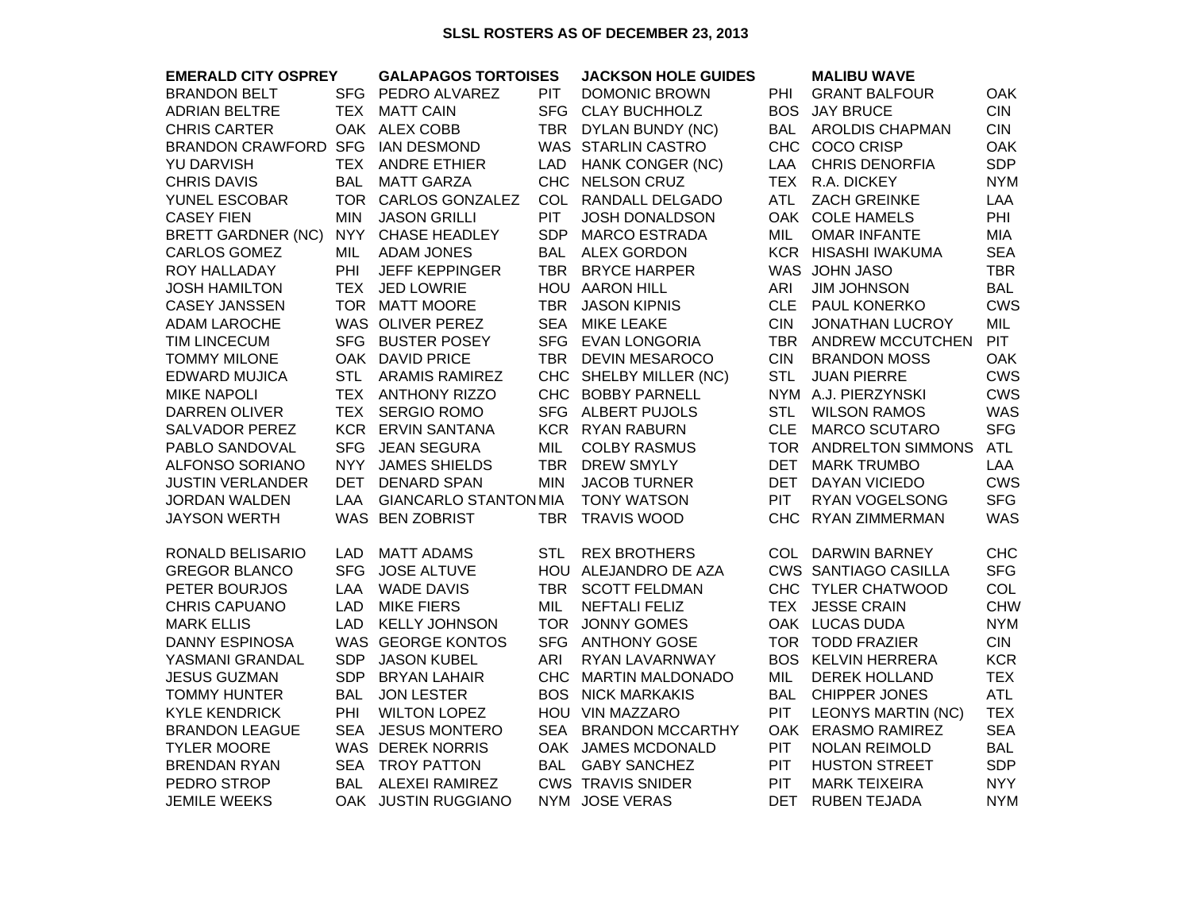# SLSL ROSTERS AS OF DECEMBER 23, 2013

| EMERALD CITY OSPREY | | GALAPAGOS TORTOISES | | JACKSON HOLE GUIDES | | MALIBU WAVE | |
|---|---|---|---|---|---|---|---|
| BRANDON BELT | SFG | PEDRO ALVAREZ | PIT | DOMONIC BROWN | PHI | GRANT BALFOUR | OAK |
| ADRIAN BELTRE | TEX | MATT CAIN | SFG | CLAY BUCHHOLZ | BOS | JAY BRUCE | CIN |
| CHRIS CARTER | OAK | ALEX COBB | TBR | DYLAN BUNDY (NC) | BAL | AROLDIS CHAPMAN | CIN |
| BRANDON CRAWFORD | SFG | IAN DESMOND | WAS | STARLIN CASTRO | CHC | COCO CRISP | OAK |
| YU DARVISH | TEX | ANDRE ETHIER | LAD | HANK CONGER (NC) | LAA | CHRIS DENORFIA | SDP |
| CHRIS DAVIS | BAL | MATT GARZA | CHC | NELSON CRUZ | TEX | R.A. DICKEY | NYM |
| YUNEL ESCOBAR | TOR | CARLOS GONZALEZ | COL | RANDALL DELGADO | ATL | ZACH GREINKE | LAA |
| CASEY FIEN | MIN | JASON GRILLI | PIT | JOSH DONALDSON | OAK | COLE HAMELS | PHI |
| BRETT GARDNER (NC) | NYY | CHASE HEADLEY | SDP | MARCO ESTRADA | MIL | OMAR INFANTE | MIA |
| CARLOS GOMEZ | MIL | ADAM JONES | BAL | ALEX GORDON | KCR | HISASHI IWAKUMA | SEA |
| ROY HALLADAY | PHI | JEFF KEPPINGER | TBR | BRYCE HARPER | WAS | JOHN JASO | TBR |
| JOSH HAMILTON | TEX | JED LOWRIE | HOU | AARON HILL | ARI | JIM JOHNSON | BAL |
| CASEY JANSSEN | TOR | MATT MOORE | TBR | JASON KIPNIS | CLE | PAUL KONERKO | CWS |
| ADAM LAROCHE | WAS | OLIVER PEREZ | SEA | MIKE LEAKE | CIN | JONATHAN LUCROY | MIL |
| TIM LINCECUM | SFG | BUSTER POSEY | SFG | EVAN LONGORIA | TBR | ANDREW MCCUTCHEN | PIT |
| TOMMY MILONE | OAK | DAVID PRICE | TBR | DEVIN MESAROCO | CIN | BRANDON MOSS | OAK |
| EDWARD MUJICA | STL | ARAMIS RAMIREZ | CHC | SHELBY MILLER (NC) | STL | JUAN PIERRE | CWS |
| MIKE NAPOLI | TEX | ANTHONY RIZZO | CHC | BOBBY PARNELL | NYM | A.J. PIERZYNSKI | CWS |
| DARREN OLIVER | TEX | SERGIO ROMO | SFG | ALBERT PUJOLS | STL | WILSON RAMOS | WAS |
| SALVADOR PEREZ | KCR | ERVIN SANTANA | KCR | RYAN RABURN | CLE | MARCO SCUTARO | SFG |
| PABLO SANDOVAL | SFG | JEAN SEGURA | MIL | COLBY RASMUS | TOR | ANDRELTON SIMMONS | ATL |
| ALFONSO SORIANO | NYY | JAMES SHIELDS | TBR | DREW SMYLY | DET | MARK TRUMBO | LAA |
| JUSTIN VERLANDER | DET | DENARD SPAN | MIN | JACOB TURNER | DET | DAYAN VICIEDO | CWS |
| JORDAN WALDEN | LAA | GIANCARLO STANTON | MIA | TONY WATSON | PIT | RYAN VOGELSONG | SFG |
| JAYSON WERTH | WAS | BEN ZOBRIST | TBR | TRAVIS WOOD | CHC | RYAN ZIMMERMAN | WAS |
| | | | | | | | |
| RONALD BELISARIO | LAD | MATT ADAMS | STL | REX BROTHERS | COL | DARWIN BARNEY | CHC |
| GREGOR BLANCO | SFG | JOSE ALTUVE | HOU | ALEJANDRO DE AZA | CWS | SANTIAGO CASILLA | SFG |
| PETER BOURJOS | LAA | WADE DAVIS | TBR | SCOTT FELDMAN | CHC | TYLER CHATWOOD | COL |
| CHRIS CAPUANO | LAD | MIKE FIERS | MIL | NEFTALI FELIZ | TEX | JESSE CRAIN | CHW |
| MARK ELLIS | LAD | KELLY JOHNSON | TOR | JONNY GOMES | OAK | LUCAS DUDA | NYM |
| DANNY ESPINOSA | WAS | GEORGE KONTOS | SFG | ANTHONY GOSE | TOR | TODD FRAZIER | CIN |
| YASMANI GRANDAL | SDP | JASON KUBEL | ARI | RYAN LAVARNWAY | BOS | KELVIN HERRERA | KCR |
| JESUS GUZMAN | SDP | BRYAN LAHAIR | CHC | MARTIN MALDONADO | MIL | DEREK HOLLAND | TEX |
| TOMMY HUNTER | BAL | JON LESTER | BOS | NICK MARKAKIS | BAL | CHIPPER JONES | ATL |
| KYLE KENDRICK | PHI | WILTON LOPEZ | HOU | VIN MAZZARO | PIT | LEONYS MARTIN (NC) | TEX |
| BRANDON LEAGUE | SEA | JESUS MONTERO | SEA | BRANDON MCCARTHY | OAK | ERASMO RAMIREZ | SEA |
| TYLER MOORE | WAS | DEREK NORRIS | OAK | JAMES MCDONALD | PIT | NOLAN REIMOLD | BAL |
| BRENDAN RYAN | SEA | TROY PATTON | BAL | GABY SANCHEZ | PIT | HUSTON STREET | SDP |
| PEDRO STROP | BAL | ALEXEI RAMIREZ | CWS | TRAVIS SNIDER | PIT | MARK TEIXEIRA | NYY |
| JEMILE WEEKS | OAK | JUSTIN RUGGIANO | NYM | JOSE VERAS | DET | RUBEN TEJADA | NYM |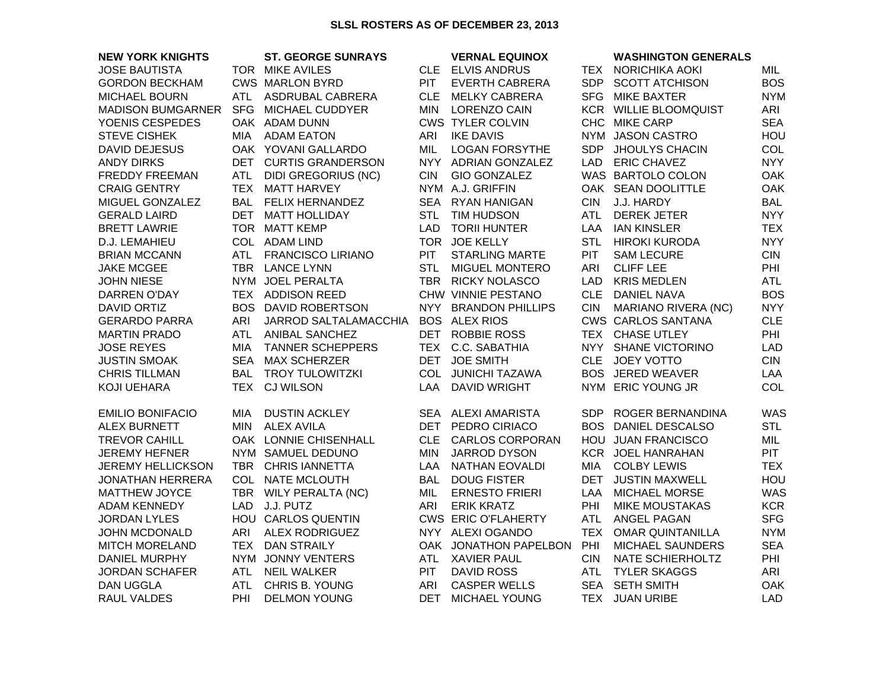# SLSL ROSTERS AS OF DECEMBER 23, 2013

| NEW YORK KNIGHTS | | ST. GEORGE SUNRAYS | | VERNAL EQUINOX | | WASHINGTON GENERALS | |
|---|---|---|---|---|---|---|---|
| JOSE BAUTISTA | TOR | MIKE AVILES | CLE | ELVIS ANDRUS | TEX | NORICHIKA AOKI | MIL |
| GORDON BECKHAM | CWS | MARLON BYRD | PIT | EVERTH CABRERA | SDP | SCOTT ATCHISON | BOS |
| MICHAEL BOURN | ATL | ASDRUBAL CABRERA | CLE | MELKY CABRERA | SFG | MIKE BAXTER | NYM |
| MADISON BUMGARNER | SFG | MICHAEL CUDDYER | MIN | LORENZO CAIN | KCR | WILLIE BLOOMQUIST | ARI |
| YOENIS CESPEDES | OAK | ADAM DUNN | CWS | TYLER COLVIN | CHC | MIKE CARP | SEA |
| STEVE CISHEK | MIA | ADAM EATON | ARI | IKE DAVIS | NYM | JASON CASTRO | HOU |
| DAVID DEJESUS | OAK | YOVANI GALLARDO | MIL | LOGAN FORSYTHE | SDP | JHOULYS CHACIN | COL |
| ANDY DIRKS | DET | CURTIS GRANDERSON | NYY | ADRIAN GONZALEZ | LAD | ERIC CHAVEZ | NYY |
| FREDDY FREEMAN | ATL | DIDI GREGORIUS (NC) | CIN | GIO GONZALEZ | WAS | BARTOLO COLON | OAK |
| CRAIG GENTRY | TEX | MATT HARVEY | NYM | A.J. GRIFFIN | OAK | SEAN DOOLITTLE | OAK |
| MIGUEL GONZALEZ | BAL | FELIX HERNANDEZ | SEA | RYAN HANIGAN | CIN | J.J. HARDY | BAL |
| GERALD LAIRD | DET | MATT HOLLIDAY | STL | TIM HUDSON | ATL | DEREK JETER | NYY |
| BRETT LAWRIE | TOR | MATT KEMP | LAD | TORII HUNTER | LAA | IAN KINSLER | TEX |
| D.J. LEMAHIEU | COL | ADAM LIND | TOR | JOE KELLY | STL | HIROKI KURODA | NYY |
| BRIAN MCCANN | ATL | FRANCISCO LIRIANO | PIT | STARLING MARTE | PIT | SAM LECURE | CIN |
| JAKE MCGEE | TBR | LANCE LYNN | STL | MIGUEL MONTERO | ARI | CLIFF LEE | PHI |
| JOHN NIESE | NYM | JOEL PERALTA | TBR | RICKY NOLASCO | LAD | KRIS MEDLEN | ATL |
| DARREN O'DAY | TEX | ADDISON REED | CHW | VINNIE PESTANO | CLE | DANIEL NAVA | BOS |
| DAVID ORTIZ | BOS | DAVID ROBERTSON | NYY | BRANDON PHILLIPS | CIN | MARIANO RIVERA (NC) | NYY |
| GERARDO PARRA | ARI | JARROD SALTALAMACCHIA | BOS | ALEX RIOS | CWS | CARLOS SANTANA | CLE |
| MARTIN PRADO | ATL | ANIBAL SANCHEZ | DET | ROBBIE ROSS | TEX | CHASE UTLEY | PHI |
| JOSE REYES | MIA | TANNER SCHEPPERS | TEX | C.C. SABATHIA | NYY | SHANE VICTORINO | LAD |
| JUSTIN SMOAK | SEA | MAX SCHERZER | DET | JOE SMITH | CLE | JOEY VOTTO | CIN |
| CHRIS TILLMAN | BAL | TROY TULOWITZKI | COL | JUNICHI TAZAWA | BOS | JERED WEAVER | LAA |
| KOJI UEHARA | TEX | CJ WILSON | LAA | DAVID WRIGHT | NYM | ERIC YOUNG JR | COL |
| | | | | | | | |
| EMILIO BONIFACIO | MIA | DUSTIN ACKLEY | SEA | ALEXI AMARISTA | SDP | ROGER BERNANDINA | WAS |
| ALEX BURNETT | MIN | ALEX AVILA | DET | PEDRO CIRIACO | BOS | DANIEL DESCALSO | STL |
| TREVOR CAHILL | OAK | LONNIE CHISENHALL | CLE | CARLOS CORPORAN | HOU | JUAN FRANCISCO | MIL |
| JEREMY HEFNER | NYM | SAMUEL DEDUNO | MIN | JARROD DYSON | KCR | JOEL HANRAHAN | PIT |
| JEREMY HELLICKSON | TBR | CHRIS IANNETTA | LAA | NATHAN EOVALDI | MIA | COLBY LEWIS | TEX |
| JONATHAN HERRERA | COL | NATE MCLOUTH | BAL | DOUG FISTER | DET | JUSTIN MAXWELL | HOU |
| MATTHEW JOYCE | TBR | WILY PERALTA (NC) | MIL | ERNESTO FRIERI | LAA | MICHAEL MORSE | WAS |
| ADAM KENNEDY | LAD | J.J. PUTZ | ARI | ERIK KRATZ | PHI | MIKE MOUSTAKAS | KCR |
| JORDAN LYLES | HOU | CARLOS QUENTIN | CWS | ERIC O'FLAHERTY | ATL | ANGEL PAGAN | SFG |
| JOHN MCDONALD | ARI | ALEX RODRIGUEZ | NYY | ALEXI OGANDO | TEX | OMAR QUINTANILLA | NYM |
| MITCH MORELAND | TEX | DAN STRAILY | OAK | JONATHON PAPELBON | PHI | MICHAEL SAUNDERS | SEA |
| DANIEL MURPHY | NYM | JONNY VENTERS | ATL | XAVIER PAUL | CIN | NATE SCHIERHOLTZ | PHI |
| JORDAN SCHAFER | ATL | NEIL WALKER | PIT | DAVID ROSS | ATL | TYLER SKAGGS | ARI |
| DAN UGGLA | ATL | CHRIS B. YOUNG | ARI | CASPER WELLS | SEA | SETH SMITH | OAK |
| RAUL VALDES | PHI | DELMON YOUNG | DET | MICHAEL YOUNG | TEX | JUAN URIBE | LAD |